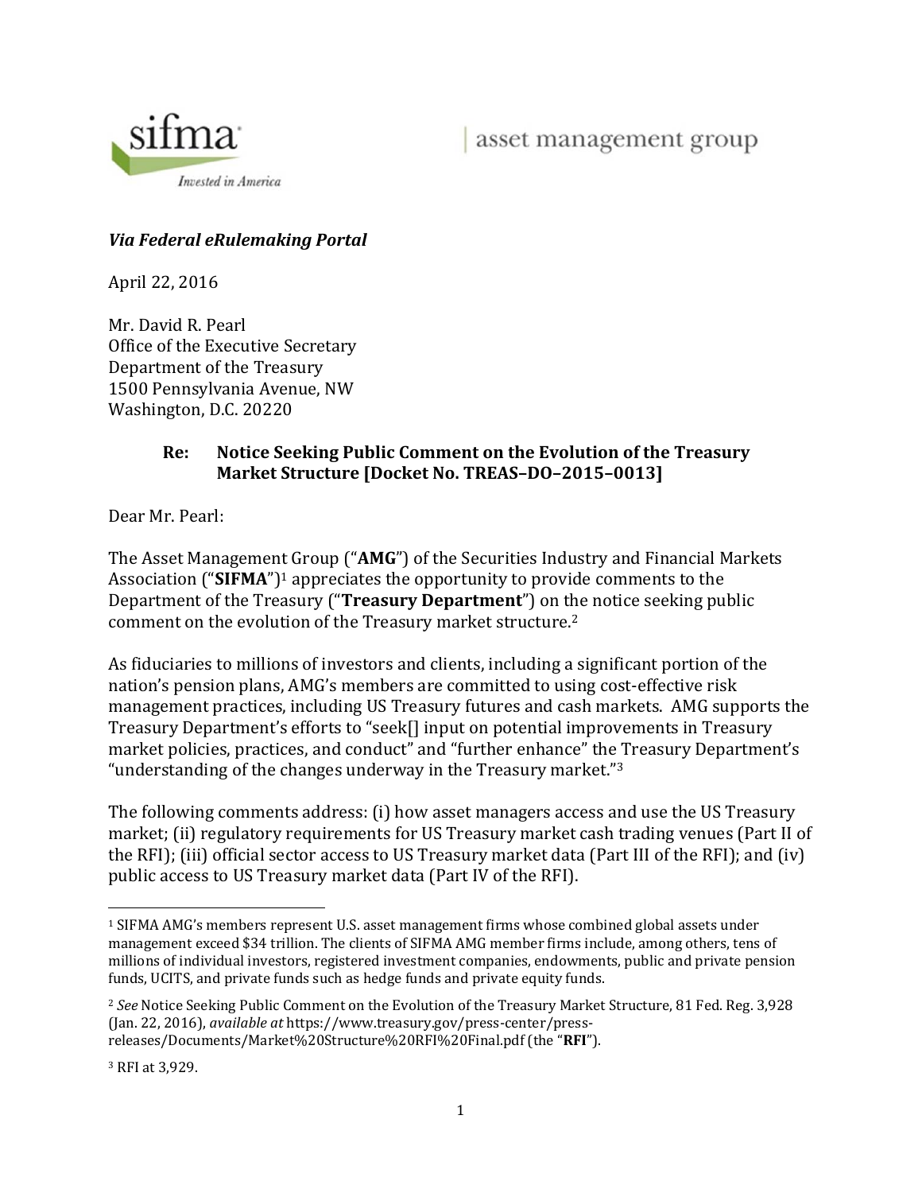sifma

*Invested in America*

| asset management group

***Via Federal eRulemaking Portal***

April 22, 2016

Mr. David R. Pearl
Office of the Executive Secretary
Department of the Treasury
1500 Pennsylvania Avenue, NW
Washington, D.C. 20220

**Re: Notice Seeking Public Comment on the Evolution of the Treasury Market Structure [Docket No. TREAS–DO–2015–0013]**

Dear Mr. Pearl:

The Asset Management Group ("**AMG**") of the Securities Industry and Financial Markets Association ("**SIFMA**")[1] appreciates the opportunity to provide comments to the Department of the Treasury ("**Treasury Department**") on the notice seeking public comment on the evolution of the Treasury market structure.[2]

As fiduciaries to millions of investors and clients, including a significant portion of the nation's pension plans, AMG's members are committed to using cost-effective risk management practices, including US Treasury futures and cash markets. AMG supports the Treasury Department's efforts to "seek[] input on potential improvements in Treasury market policies, practices, and conduct" and "further enhance" the Treasury Department's "understanding of the changes underway in the Treasury market."[3]

The following comments address: (i) how asset managers access and use the US Treasury market; (ii) regulatory requirements for US Treasury market cash trading venues (Part II of the RFI); (iii) official sector access to US Treasury market data (Part III of the RFI); and (iv) public access to US Treasury market data (Part IV of the RFI).

---

[1] SIFMA AMG's members represent U.S. asset management firms whose combined global assets under management exceed $34 trillion. The clients of SIFMA AMG member firms include, among others, tens of millions of individual investors, registered investment companies, endowments, public and private pension funds, UCITS, and private funds such as hedge funds and private equity funds.

[2] *See* Notice Seeking Public Comment on the Evolution of the Treasury Market Structure, 81 Fed. Reg. 3,928 (Jan. 22, 2016), *available at* https://www.treasury.gov/press-center/press-releases/Documents/Market%20Structure%20RFI%20Final.pdf (the "**RFI**").

[3] RFI at 3,929.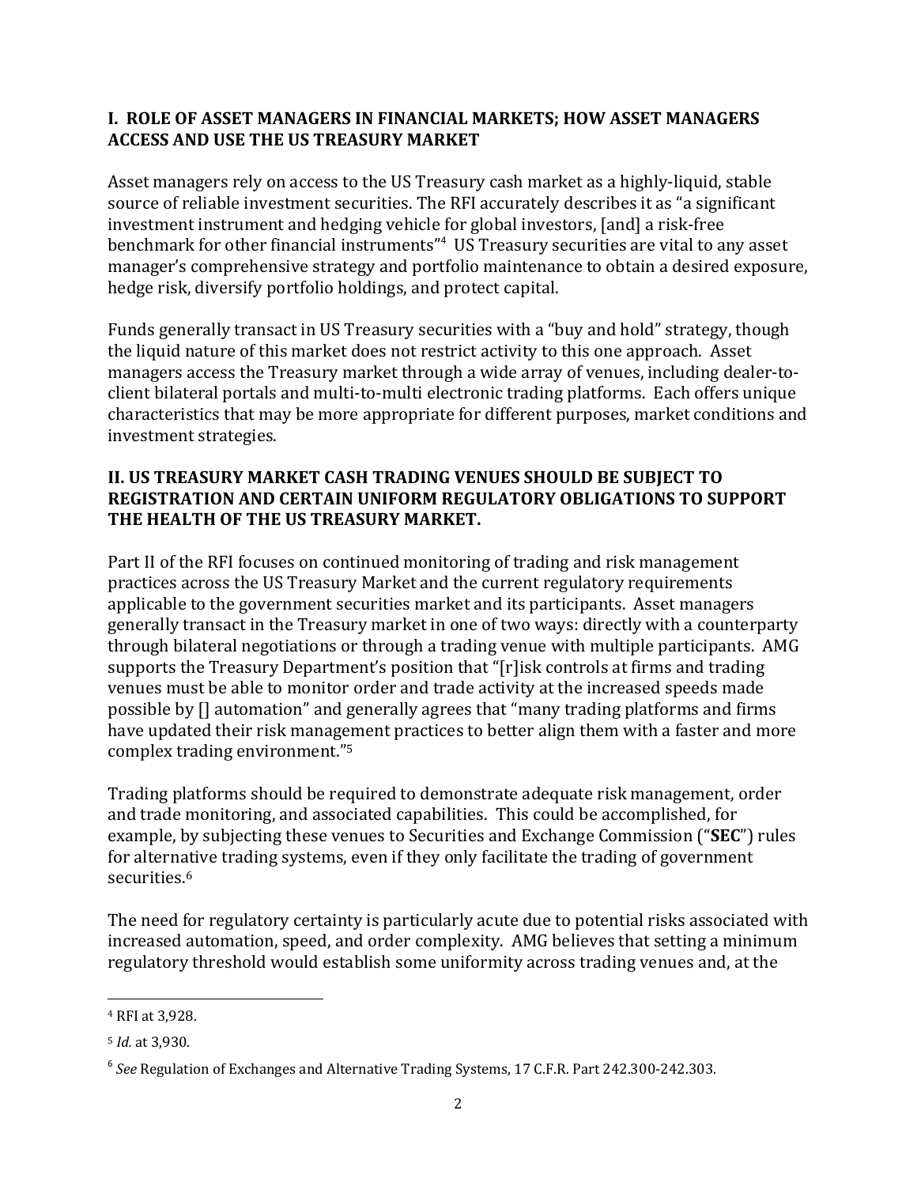## I. ROLE OF ASSET MANAGERS IN FINANCIAL MARKETS; HOW ASSET MANAGERS ACCESS AND USE THE US TREASURY MARKET

Asset managers rely on access to the US Treasury cash market as a highly-liquid, stable source of reliable investment securities. The RFI accurately describes it as "a significant investment instrument and hedging vehicle for global investors, [and] a risk-free benchmark for other financial instruments"[4] US Treasury securities are vital to any asset manager's comprehensive strategy and portfolio maintenance to obtain a desired exposure, hedge risk, diversify portfolio holdings, and protect capital.

Funds generally transact in US Treasury securities with a "buy and hold" strategy, though the liquid nature of this market does not restrict activity to this one approach. Asset managers access the Treasury market through a wide array of venues, including dealer-to-client bilateral portals and multi-to-multi electronic trading platforms. Each offers unique characteristics that may be more appropriate for different purposes, market conditions and investment strategies.

## II. US TREASURY MARKET CASH TRADING VENUES SHOULD BE SUBJECT TO REGISTRATION AND CERTAIN UNIFORM REGULATORY OBLIGATIONS TO SUPPORT THE HEALTH OF THE US TREASURY MARKET.

Part II of the RFI focuses on continued monitoring of trading and risk management practices across the US Treasury Market and the current regulatory requirements applicable to the government securities market and its participants. Asset managers generally transact in the Treasury market in one of two ways: directly with a counterparty through bilateral negotiations or through a trading venue with multiple participants. AMG supports the Treasury Department's position that "[r]isk controls at firms and trading venues must be able to monitor order and trade activity at the increased speeds made possible by [] automation" and generally agrees that "many trading platforms and firms have updated their risk management practices to better align them with a faster and more complex trading environment."[5]

Trading platforms should be required to demonstrate adequate risk management, order and trade monitoring, and associated capabilities. This could be accomplished, for example, by subjecting these venues to Securities and Exchange Commission ("**SEC**") rules for alternative trading systems, even if they only facilitate the trading of government securities.[6]

The need for regulatory certainty is particularly acute due to potential risks associated with increased automation, speed, and order complexity. AMG believes that setting a minimum regulatory threshold would establish some uniformity across trading venues and, at the

---

[4] RFI at 3,928.

[5] *Id.* at 3,930.

[6] *See* Regulation of Exchanges and Alternative Trading Systems, 17 C.F.R. Part 242.300-242.303.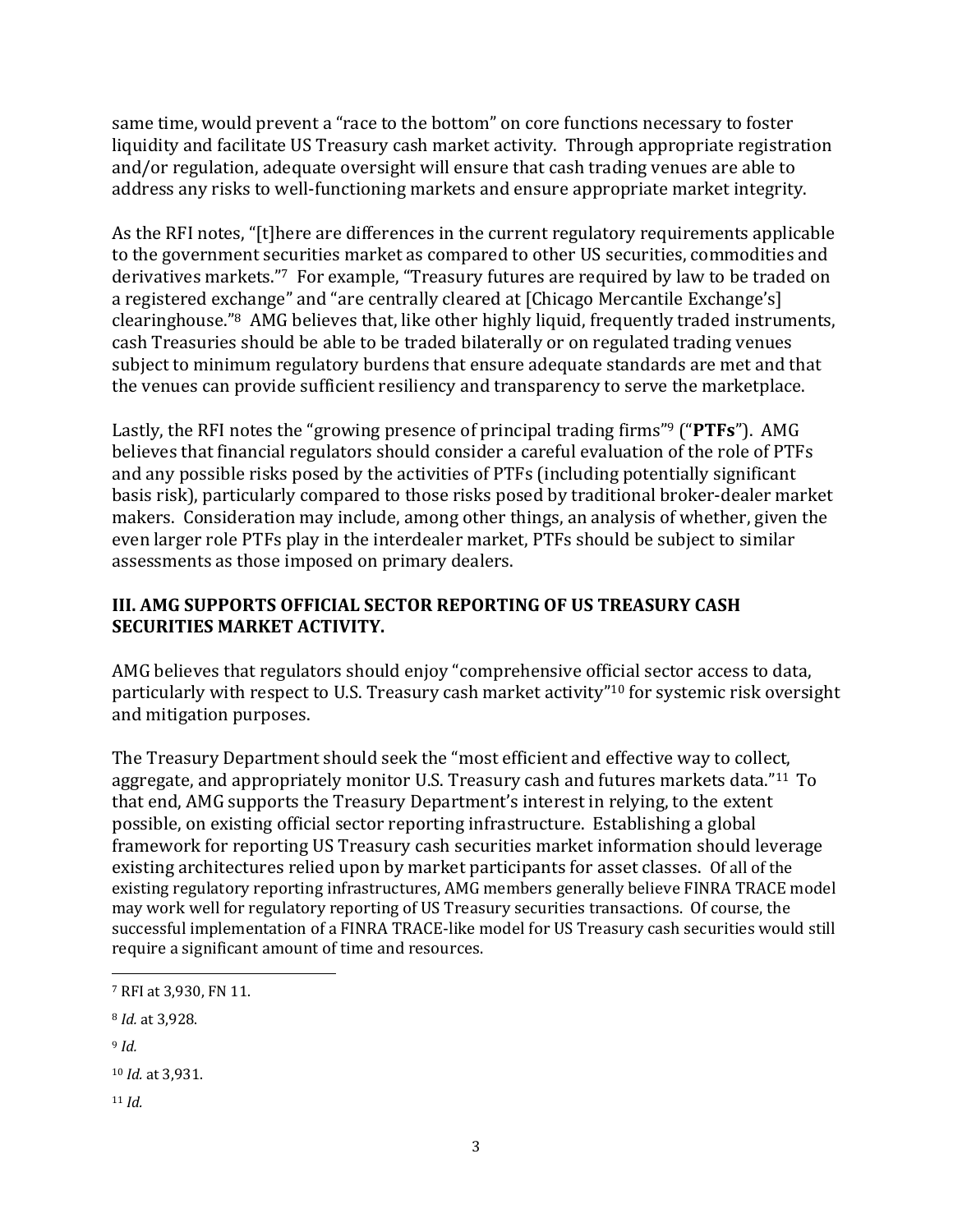same time, would prevent a "race to the bottom" on core functions necessary to foster liquidity and facilitate US Treasury cash market activity. Through appropriate registration and/or regulation, adequate oversight will ensure that cash trading venues are able to address any risks to well-functioning markets and ensure appropriate market integrity.

As the RFI notes, "[t]here are differences in the current regulatory requirements applicable to the government securities market as compared to other US securities, commodities and derivatives markets."[7] For example, "Treasury futures are required by law to be traded on a registered exchange" and "are centrally cleared at [Chicago Mercantile Exchange's] clearinghouse."[8] AMG believes that, like other highly liquid, frequently traded instruments, cash Treasuries should be able to be traded bilaterally or on regulated trading venues subject to minimum regulatory burdens that ensure adequate standards are met and that the venues can provide sufficient resiliency and transparency to serve the marketplace.

Lastly, the RFI notes the "growing presence of principal trading firms"[9] ("**PTFs**"). AMG believes that financial regulators should consider a careful evaluation of the role of PTFs and any possible risks posed by the activities of PTFs (including potentially significant basis risk), particularly compared to those risks posed by traditional broker-dealer market makers. Consideration may include, among other things, an analysis of whether, given the even larger role PTFs play in the interdealer market, PTFs should be subject to similar assessments as those imposed on primary dealers.

## III. AMG SUPPORTS OFFICIAL SECTOR REPORTING OF US TREASURY CASH SECURITIES MARKET ACTIVITY.

AMG believes that regulators should enjoy "comprehensive official sector access to data, particularly with respect to U.S. Treasury cash market activity"[10] for systemic risk oversight and mitigation purposes.

The Treasury Department should seek the "most efficient and effective way to collect, aggregate, and appropriately monitor U.S. Treasury cash and futures markets data."[11] To that end, AMG supports the Treasury Department's interest in relying, to the extent possible, on existing official sector reporting infrastructure. Establishing a global framework for reporting US Treasury cash securities market information should leverage existing architectures relied upon by market participants for asset classes. Of all of the existing regulatory reporting infrastructures, AMG members generally believe FINRA TRACE model may work well for regulatory reporting of US Treasury securities transactions. Of course, the successful implementation of a FINRA TRACE-like model for US Treasury cash securities would still require a significant amount of time and resources.

---

[7] RFI at 3,930, FN 11.

[8] *Id.* at 3,928.

[9] *Id.*

[10] *Id.* at 3,931.

[11] *Id.*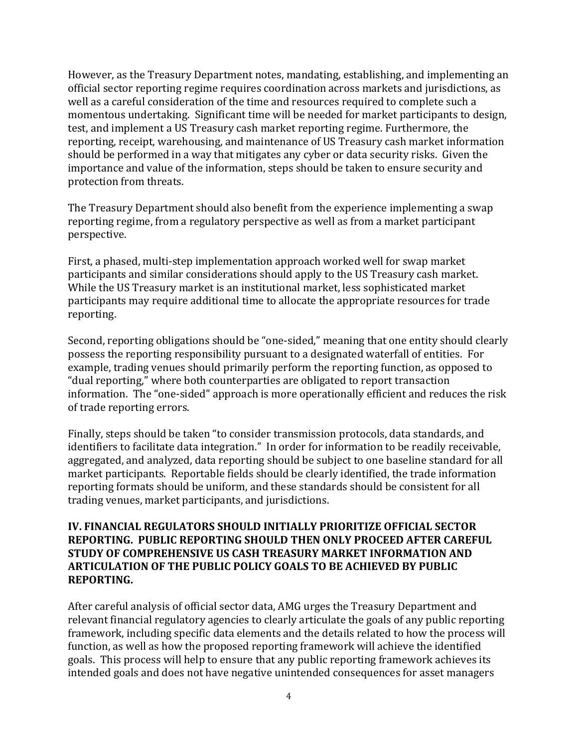However, as the Treasury Department notes, mandating, establishing, and implementing an official sector reporting regime requires coordination across markets and jurisdictions, as well as a careful consideration of the time and resources required to complete such a momentous undertaking. Significant time will be needed for market participants to design, test, and implement a US Treasury cash market reporting regime. Furthermore, the reporting, receipt, warehousing, and maintenance of US Treasury cash market information should be performed in a way that mitigates any cyber or data security risks. Given the importance and value of the information, steps should be taken to ensure security and protection from threats.

The Treasury Department should also benefit from the experience implementing a swap reporting regime, from a regulatory perspective as well as from a market participant perspective.

First, a phased, multi-step implementation approach worked well for swap market participants and similar considerations should apply to the US Treasury cash market. While the US Treasury market is an institutional market, less sophisticated market participants may require additional time to allocate the appropriate resources for trade reporting.

Second, reporting obligations should be "one-sided," meaning that one entity should clearly possess the reporting responsibility pursuant to a designated waterfall of entities. For example, trading venues should primarily perform the reporting function, as opposed to "dual reporting," where both counterparties are obligated to report transaction information. The "one-sided" approach is more operationally efficient and reduces the risk of trade reporting errors.

Finally, steps should be taken "to consider transmission protocols, data standards, and identifiers to facilitate data integration." In order for information to be readily receivable, aggregated, and analyzed, data reporting should be subject to one baseline standard for all market participants. Reportable fields should be clearly identified, the trade information reporting formats should be uniform, and these standards should be consistent for all trading venues, market participants, and jurisdictions.

## IV. FINANCIAL REGULATORS SHOULD INITIALLY PRIORITIZE OFFICIAL SECTOR REPORTING. PUBLIC REPORTING SHOULD THEN ONLY PROCEED AFTER CAREFUL STUDY OF COMPREHENSIVE US CASH TREASURY MARKET INFORMATION AND ARTICULATION OF THE PUBLIC POLICY GOALS TO BE ACHIEVED BY PUBLIC REPORTING.

After careful analysis of official sector data, AMG urges the Treasury Department and relevant financial regulatory agencies to clearly articulate the goals of any public reporting framework, including specific data elements and the details related to how the process will function, as well as how the proposed reporting framework will achieve the identified goals. This process will help to ensure that any public reporting framework achieves its intended goals and does not have negative unintended consequences for asset managers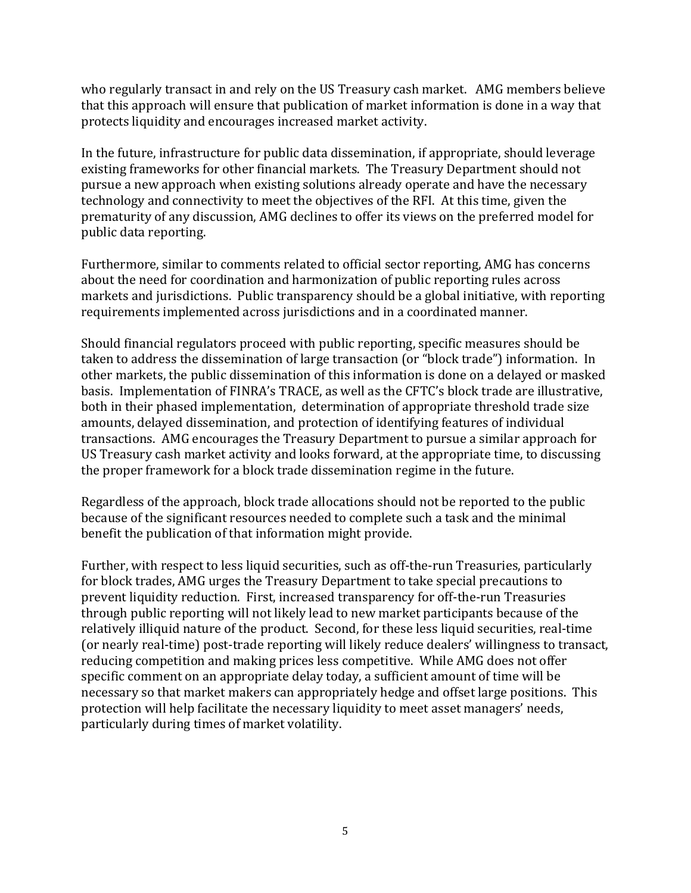who regularly transact in and rely on the US Treasury cash market. AMG members believe that this approach will ensure that publication of market information is done in a way that protects liquidity and encourages increased market activity.

In the future, infrastructure for public data dissemination, if appropriate, should leverage existing frameworks for other financial markets. The Treasury Department should not pursue a new approach when existing solutions already operate and have the necessary technology and connectivity to meet the objectives of the RFI. At this time, given the prematurity of any discussion, AMG declines to offer its views on the preferred model for public data reporting.

Furthermore, similar to comments related to official sector reporting, AMG has concerns about the need for coordination and harmonization of public reporting rules across markets and jurisdictions. Public transparency should be a global initiative, with reporting requirements implemented across jurisdictions and in a coordinated manner.

Should financial regulators proceed with public reporting, specific measures should be taken to address the dissemination of large transaction (or "block trade") information. In other markets, the public dissemination of this information is done on a delayed or masked basis. Implementation of FINRA's TRACE, as well as the CFTC's block trade are illustrative, both in their phased implementation, determination of appropriate threshold trade size amounts, delayed dissemination, and protection of identifying features of individual transactions. AMG encourages the Treasury Department to pursue a similar approach for US Treasury cash market activity and looks forward, at the appropriate time, to discussing the proper framework for a block trade dissemination regime in the future.

Regardless of the approach, block trade allocations should not be reported to the public because of the significant resources needed to complete such a task and the minimal benefit the publication of that information might provide.

Further, with respect to less liquid securities, such as off-the-run Treasuries, particularly for block trades, AMG urges the Treasury Department to take special precautions to prevent liquidity reduction. First, increased transparency for off-the-run Treasuries through public reporting will not likely lead to new market participants because of the relatively illiquid nature of the product. Second, for these less liquid securities, real-time (or nearly real-time) post-trade reporting will likely reduce dealers' willingness to transact, reducing competition and making prices less competitive. While AMG does not offer specific comment on an appropriate delay today, a sufficient amount of time will be necessary so that market makers can appropriately hedge and offset large positions. This protection will help facilitate the necessary liquidity to meet asset managers' needs, particularly during times of market volatility.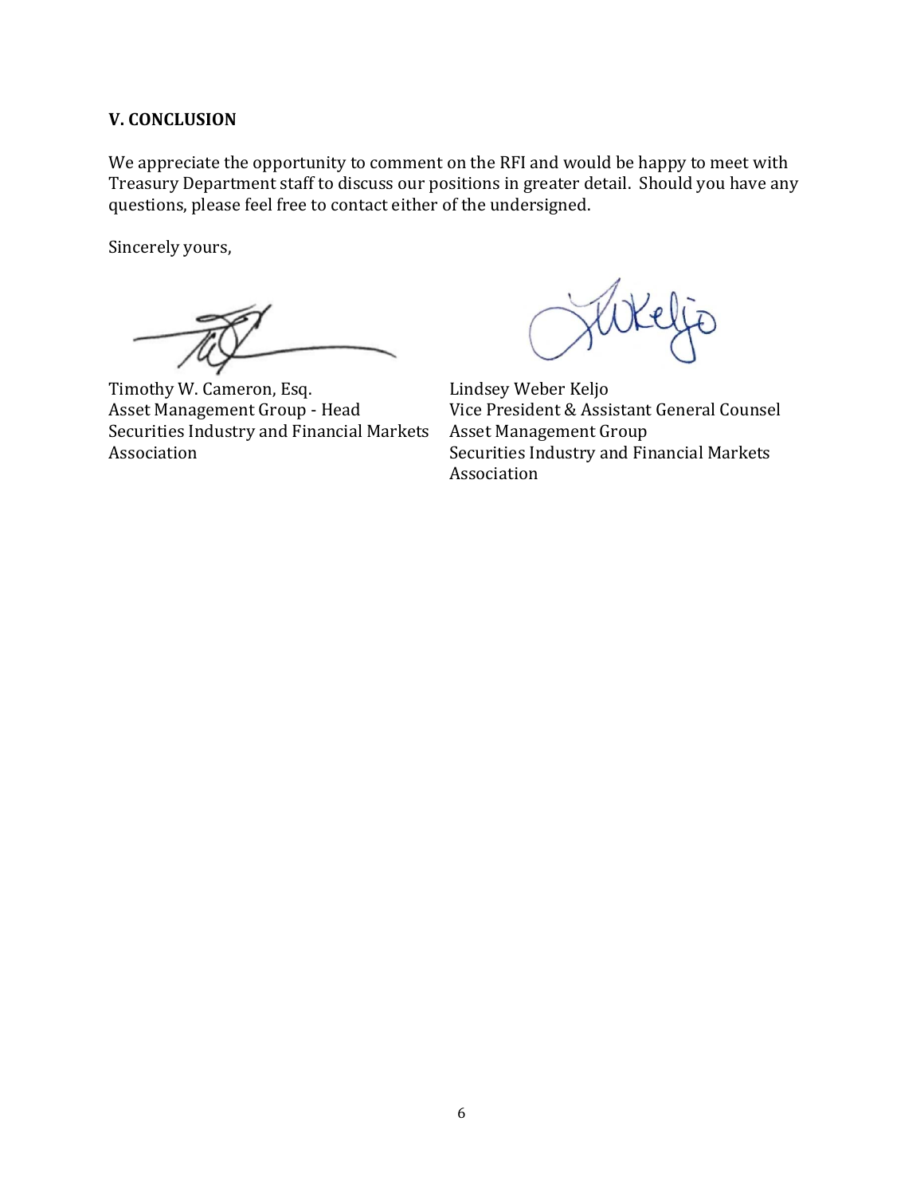**V. CONCLUSION**

We appreciate the opportunity to comment on the RFI and would be happy to meet with Treasury Department staff to discuss our positions in greater detail. Should you have any questions, please feel free to contact either of the undersigned.

Sincerely yours,

Timothy W. Cameron, Esq.
Asset Management Group - Head
Securities Industry and Financial Markets Association

Lindsey Weber Keljo
Vice President & Assistant General Counsel
Asset Management Group
Securities Industry and Financial Markets Association